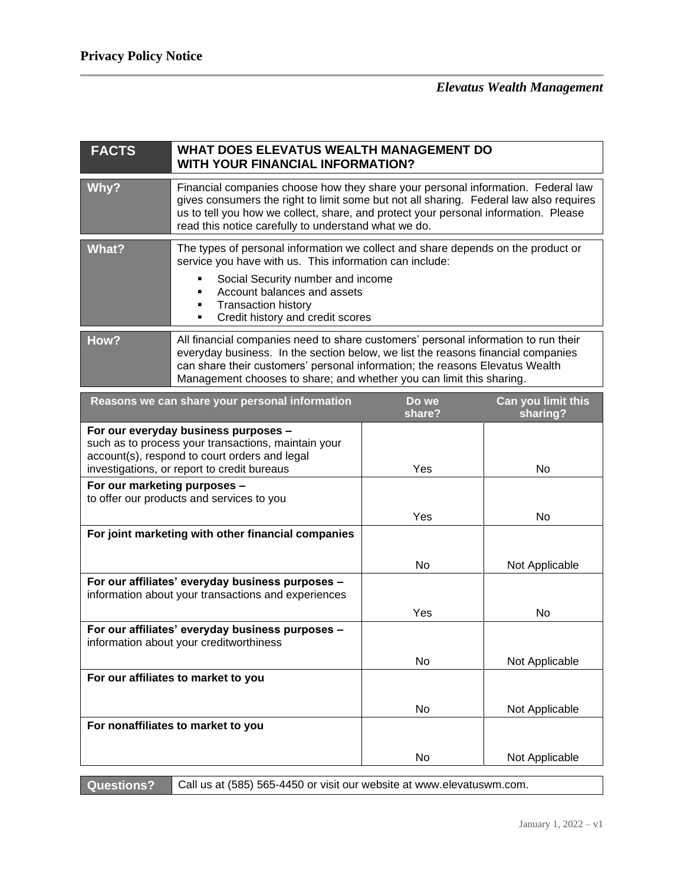# Privacy Policy Notice

*Elevatus Wealth Management*

| FACTS | WHAT DOES ELEVATUS WEALTH MANAGEMENT DO WITH YOUR FINANCIAL INFORMATION? |
|---|---|
| **Why?** | Financial companies choose how they share your personal information. Federal law gives consumers the right to limit some but not all sharing. Federal law also requires us to tell you how we collect, share, and protect your personal information. Please read this notice carefully to understand what we do. |
| **What?** | The types of personal information we collect and share depends on the product or service you have with us. This information can include:<br>▪ Social Security number and income<br>▪ Account balances and assets<br>▪ Transaction history<br>▪ Credit history and credit scores |
| **How?** | All financial companies need to share customers' personal information to run their everyday business. In the section below, we list the reasons financial companies can share their customers' personal information; the reasons Elevatus Wealth Management chooses to share; and whether you can limit this sharing. |

| Reasons we can share your personal information | Do we share? | Can you limit this sharing? |
|---|---|---|
| **For our everyday business purposes –** such as to process your transactions, maintain your account(s), respond to court orders and legal investigations, or report to credit bureaus | Yes | No |
| **For our marketing purposes –** to offer our products and services to you | Yes | No |
| **For joint marketing with other financial companies** | No | Not Applicable |
| **For our affiliates' everyday business purposes –** information about your transactions and experiences | Yes | No |
| **For our affiliates' everyday business purposes –** information about your creditworthiness | No | Not Applicable |
| **For our affiliates to market to you** | No | Not Applicable |
| **For nonaffiliates to market to you** | No | Not Applicable |

| | |
|---|---|
| **Questions?** | Call us at (585) 565-4450 or visit our website at www.elevatuswm.com. |

January 1, 2022 – v1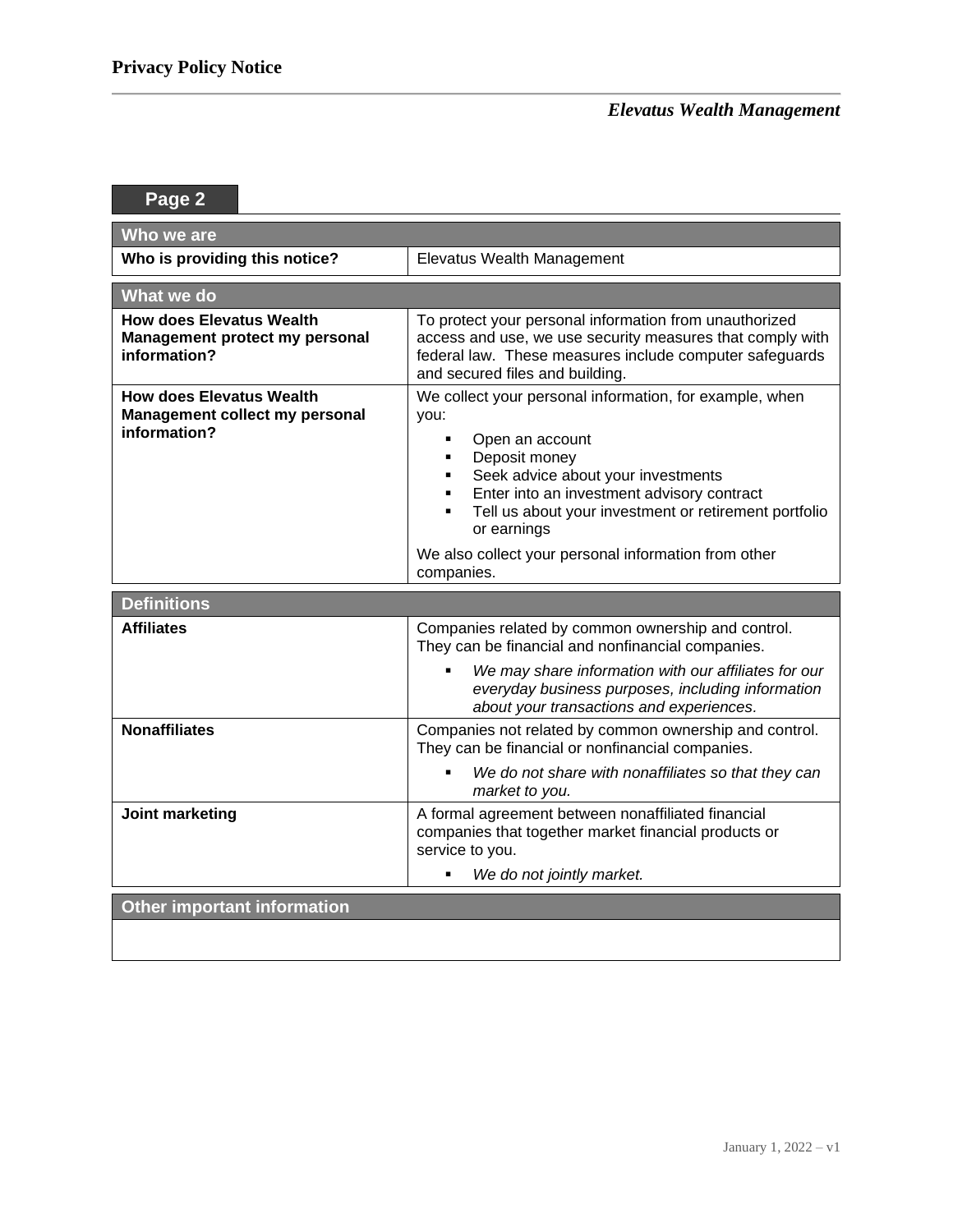**Privacy Policy Notice**

***Elevatus Wealth Management***

**Page 2**

| Who we are | |
|---|---|
| **Who is providing this notice?** | Elevatus Wealth Management |

| What we do | |
|---|---|
| **How does Elevatus Wealth Management protect my personal information?** | To protect your personal information from unauthorized access and use, we use security measures that comply with federal law. These measures include computer safeguards and secured files and building. |
| **How does Elevatus Wealth Management collect my personal information?** | We collect your personal information, for example, when you: <br>▪ Open an account <br>▪ Deposit money <br>▪ Seek advice about your investments <br>▪ Enter into an investment advisory contract <br>▪ Tell us about your investment or retirement portfolio or earnings <br><br>We also collect your personal information from other companies. |

| Definitions | |
|---|---|
| **Affiliates** | Companies related by common ownership and control. They can be financial and nonfinancial companies. <br>▪ *We may share information with our affiliates for our everyday business purposes, including information about your transactions and experiences.* |
| **Nonaffiliates** | Companies not related by common ownership and control. They can be financial or nonfinancial companies. <br>▪ *We do not share with nonaffiliates so that they can market to you.* |
| **Joint marketing** | A formal agreement between nonaffiliated financial companies that together market financial products or service to you. <br>▪ *We do not jointly market.* |

| Other important information |
|---|
| |

January 1, 2022 – v1